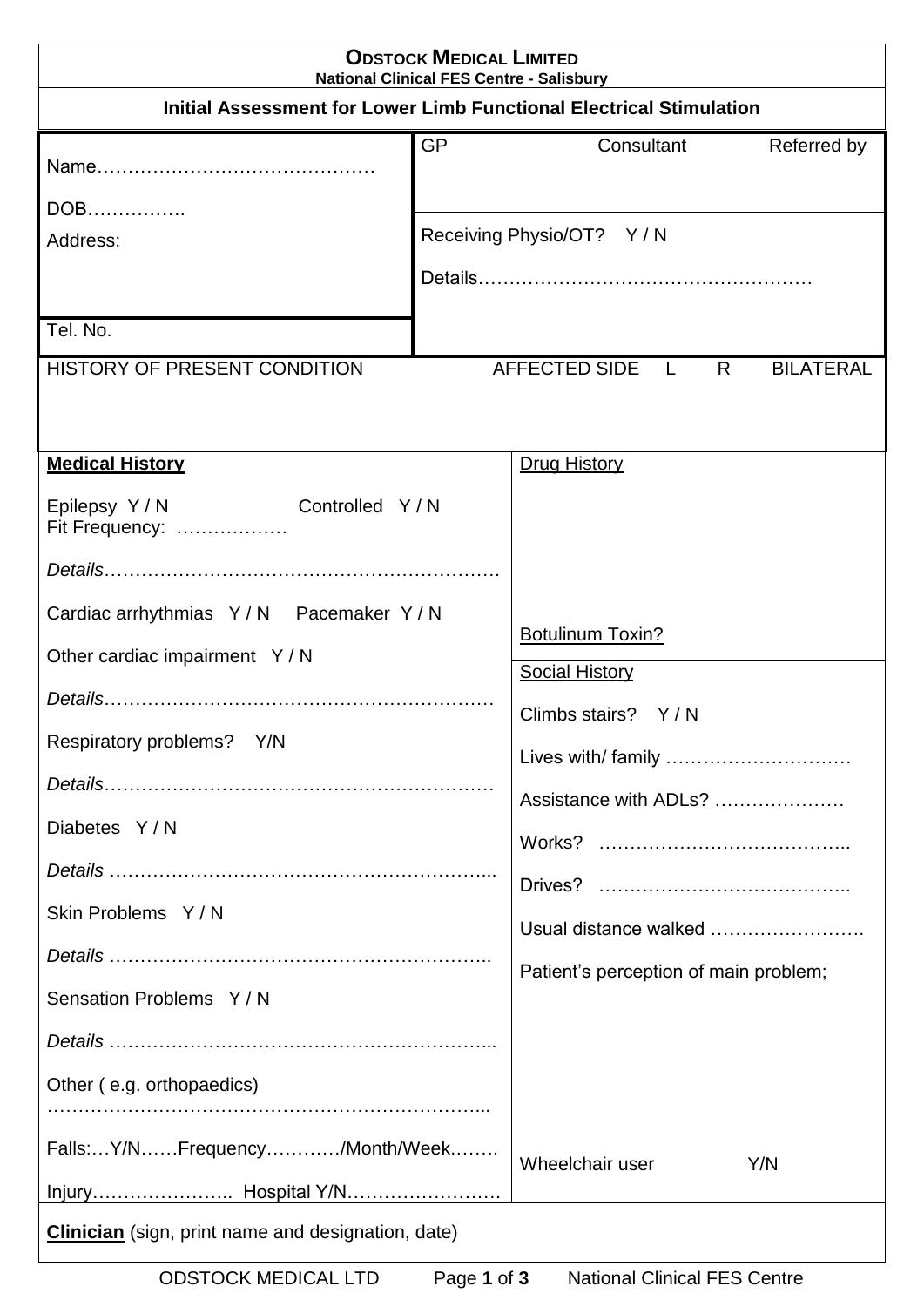**ODSTOCK MEDICAL LIMITED**
**National Clinical FES Centre - Salisbury**

**Initial Assessment for Lower Limb Functional Electrical Stimulation**

| | |
|---|---|
| Name………………………………………<br><br>DOB……………. | GP Consultant Referred by |
| Address: | Receiving Physio/OT? Y / N<br><br>Details……………………………………………… |
| Tel. No. | |

HISTORY OF PRESENT CONDITION AFFECTED SIDE L R BILATERAL

| | |
|---|---|
| **Medical History**<br><br>Epilepsy Y / N Controlled Y / N<br>Fit Frequency: ………………<br><br>*Details*………………………………………………………<br><br>Cardiac arrhythmias Y / N Pacemaker Y / N<br><br>Other cardiac impairment Y / N<br><br>*Details*………………………………………………………<br><br>Respiratory problems? Y/N<br><br>*Details*………………………………………………………<br><br>Diabetes Y / N<br><br>*Details* ……………………………………………………...<br><br>Skin Problems Y / N<br><br>*Details* ……………………………………………………..<br><br>Sensation Problems Y / N<br><br>*Details* ……………………………………………………...<br><br>Other ( e.g. orthopaedics)<br>………………………………………………………………..<br><br>Falls:…Y/N……Frequency…………/Month/Week.…….<br><br>Injury………………….. Hospital Y/N……………………. | Drug History<br><br><br><br>Botulinum Toxin?<br><br>Social History<br><br>Climbs stairs? Y / N<br><br>Lives with/ family …………………………<br><br>Assistance with ADLs? …………………<br><br>Works? …………………………………..<br><br>Drives? …………………………………..<br><br>Usual distance walked …………………….<br><br>Patient's perception of main problem;<br><br><br><br>Wheelchair user Y/N |

**Clinician** (sign, print name and designation, date)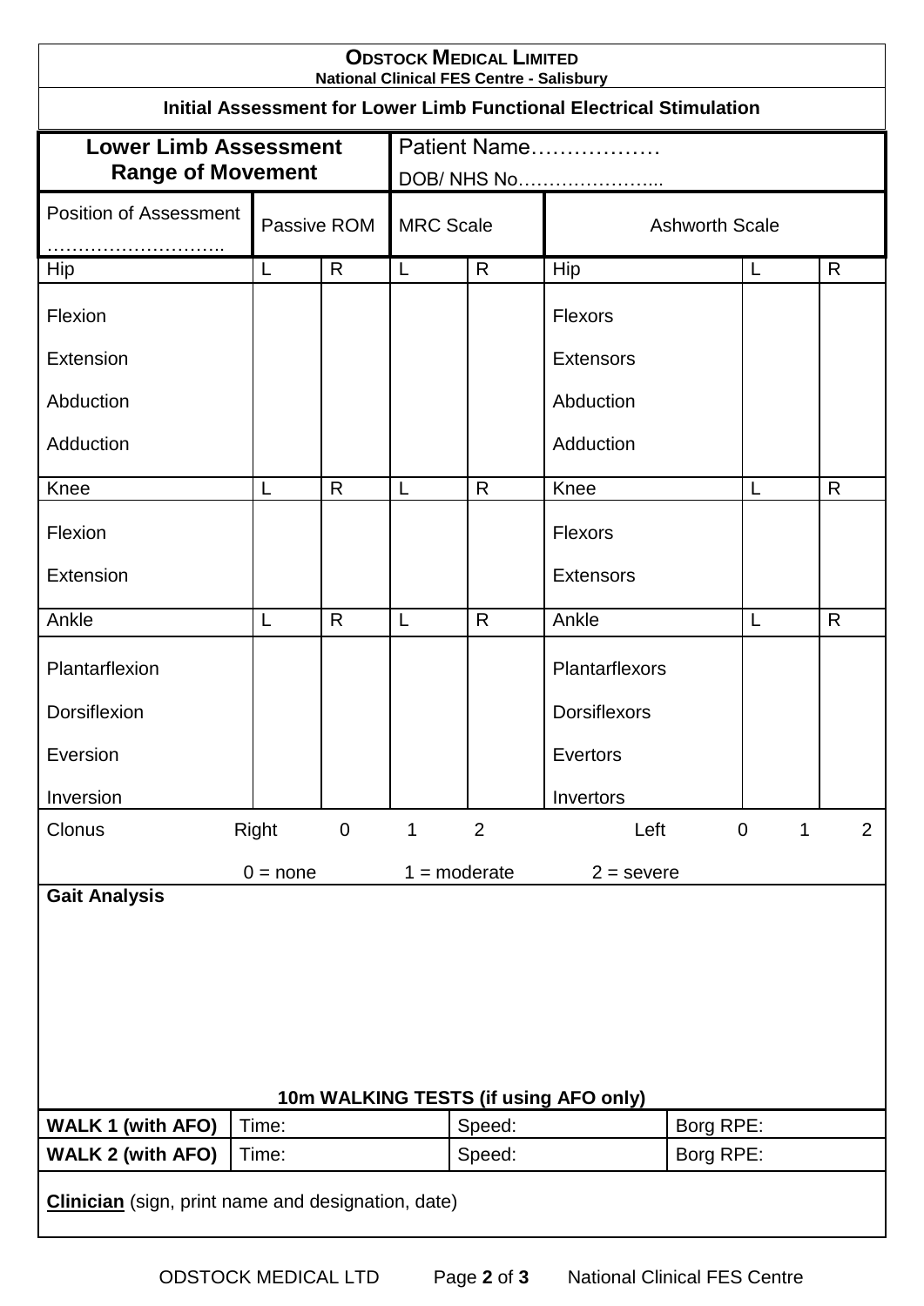**ODSTOCK MEDICAL LIMITED**
**National Clinical FES Centre - Salisbury**

**Initial Assessment for Lower Limb Functional Electrical Stimulation**

| **Lower Limb Assessment Range of Movement** | Patient Name……………… DOB/ NHS No………………….. |
|---|---|

| Position of Assessment ……………………….. | Passive ROM | | MRC Scale | | Ashworth Scale | | |
|---|---|---|---|---|---|---|---|
| Hip | L | R | L | R | Hip | L | R |
| Flexion | | | | | Flexors | | |
| Extension | | | | | Extensors | | |
| Abduction | | | | | Abduction | | |
| Adduction | | | | | Adduction | | |
| Knee | L | R | L | R | Knee | L | R |
| Flexion | | | | | Flexors | | |
| Extension | | | | | Extensors | | |
| Ankle | L | R | L | R | Ankle | L | R |
| Plantarflexion | | | | | Plantarflexors | | |
| Dorsiflexion | | | | | Dorsiflexors | | |
| Eversion | | | | | Evertors | | |
| Inversion | | | | | Invertors | | |

Clonus    Right  0  1  2    Left  0  1  2

0 = none    1 = moderate    2 = severe

**Gait Analysis**

**10m WALKING TESTS (if using AFO only)**

| **WALK 1 (with AFO)** | Time: | Speed: | Borg RPE: |
|---|---|---|---|
| **WALK 2 (with AFO)** | Time: | Speed: | Borg RPE: |

**Clinician** (sign, print name and designation, date)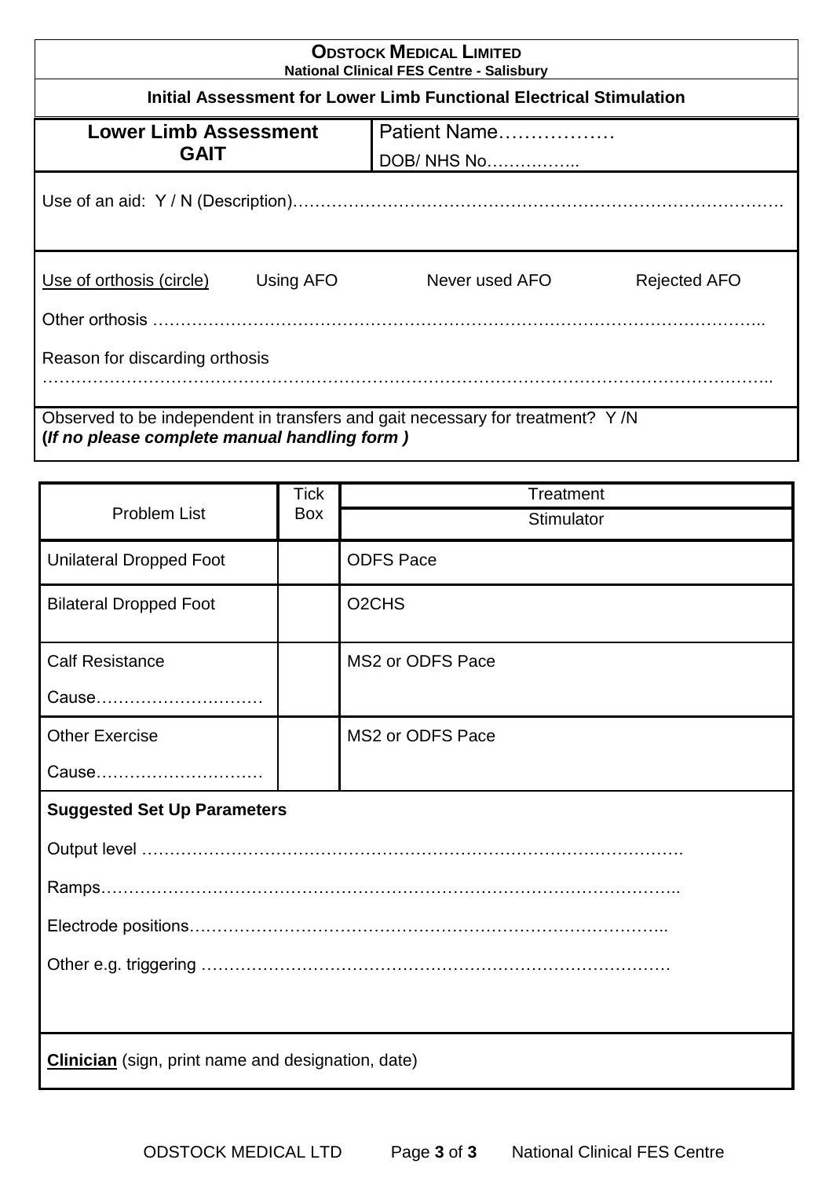**ODSTOCK MEDICAL LIMITED**
**National Clinical FES Centre - Salisbury**

**Initial Assessment for Lower Limb Functional Electrical Stimulation**

| **Lower Limb Assessment GAIT** | Patient Name……………… DOB/ NHS No…………….. |
|---|---|

Use of an aid: Y / N (Description)……………………………………………………………………………

Use of orthosis (circle) Using AFO Never used AFO Rejected AFO

Other orthosis ………………………………………………………………………………………………..

Reason for discarding orthosis ………………………………………………………………………………………………………………..

Observed to be independent in transfers and gait necessary for treatment? Y /N
**(*If no please complete manual handling form* )**

| Problem List | Tick Box | Treatment Stimulator |
|---|---|---|
| Unilateral Dropped Foot | | ODFS Pace |
| Bilateral Dropped Foot | | O2CHS |
| Calf Resistance<br>Cause………………………… | | MS2 or ODFS Pace |
| Other Exercise<br>Cause………………………… | | MS2 or ODFS Pace |

**Suggested Set Up Parameters**

Output level ……………………………………………………………………………………….

Ramps………………………………………………………………………………………..

Electrode positions……………………………………………………………………..

Other e.g. triggering …………………………………………………………………………

**Clinician** (sign, print name and designation, date)